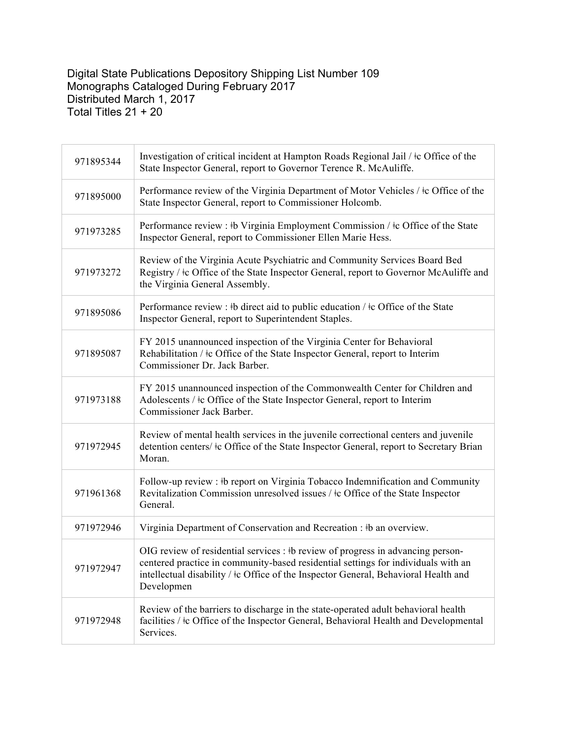Digital State Publications Depository Shipping List Number 109
Monographs Cataloged During February 2017
Distributed March 1, 2017
Total Titles 21 + 20

| | |
|---|---|
| 971895344 | Investigation of critical incident at Hampton Roads Regional Jail / ǂc Office of the State Inspector General, report to Governor Terence R. McAuliffe. |
| 971895000 | Performance review of the Virginia Department of Motor Vehicles / ǂc Office of the State Inspector General, report to Commissioner Holcomb. |
| 971973285 | Performance review : ǂb Virginia Employment Commission / ǂc Office of the State Inspector General, report to Commissioner Ellen Marie Hess. |
| 971973272 | Review of the Virginia Acute Psychiatric and Community Services Board Bed Registry / ǂc Office of the State Inspector General, report to Governor McAuliffe and the Virginia General Assembly. |
| 971895086 | Performance review : ǂb direct aid to public education / ǂc Office of the State Inspector General, report to Superintendent Staples. |
| 971895087 | FY 2015 unannounced inspection of the Virginia Center for Behavioral Rehabilitation / ǂc Office of the State Inspector General, report to Interim Commissioner Dr. Jack Barber. |
| 971973188 | FY 2015 unannounced inspection of the Commonwealth Center for Children and Adolescents / ǂc Office of the State Inspector General, report to Interim Commissioner Jack Barber. |
| 971972945 | Review of mental health services in the juvenile correctional centers and juvenile detention centers/ ǂc Office of the State Inspector General, report to Secretary Brian Moran. |
| 971961368 | Follow-up review : ǂb report on Virginia Tobacco Indemnification and Community Revitalization Commission unresolved issues / ǂc Office of the State Inspector General. |
| 971972946 | Virginia Department of Conservation and Recreation : ǂb an overview. |
| 971972947 | OIG review of residential services : ǂb review of progress in advancing person-centered practice in community-based residential settings for individuals with an intellectual disability / ǂc Office of the Inspector General, Behavioral Health and Developmen |
| 971972948 | Review of the barriers to discharge in the state-operated adult behavioral health facilities / ǂc Office of the Inspector General, Behavioral Health and Developmental Services. |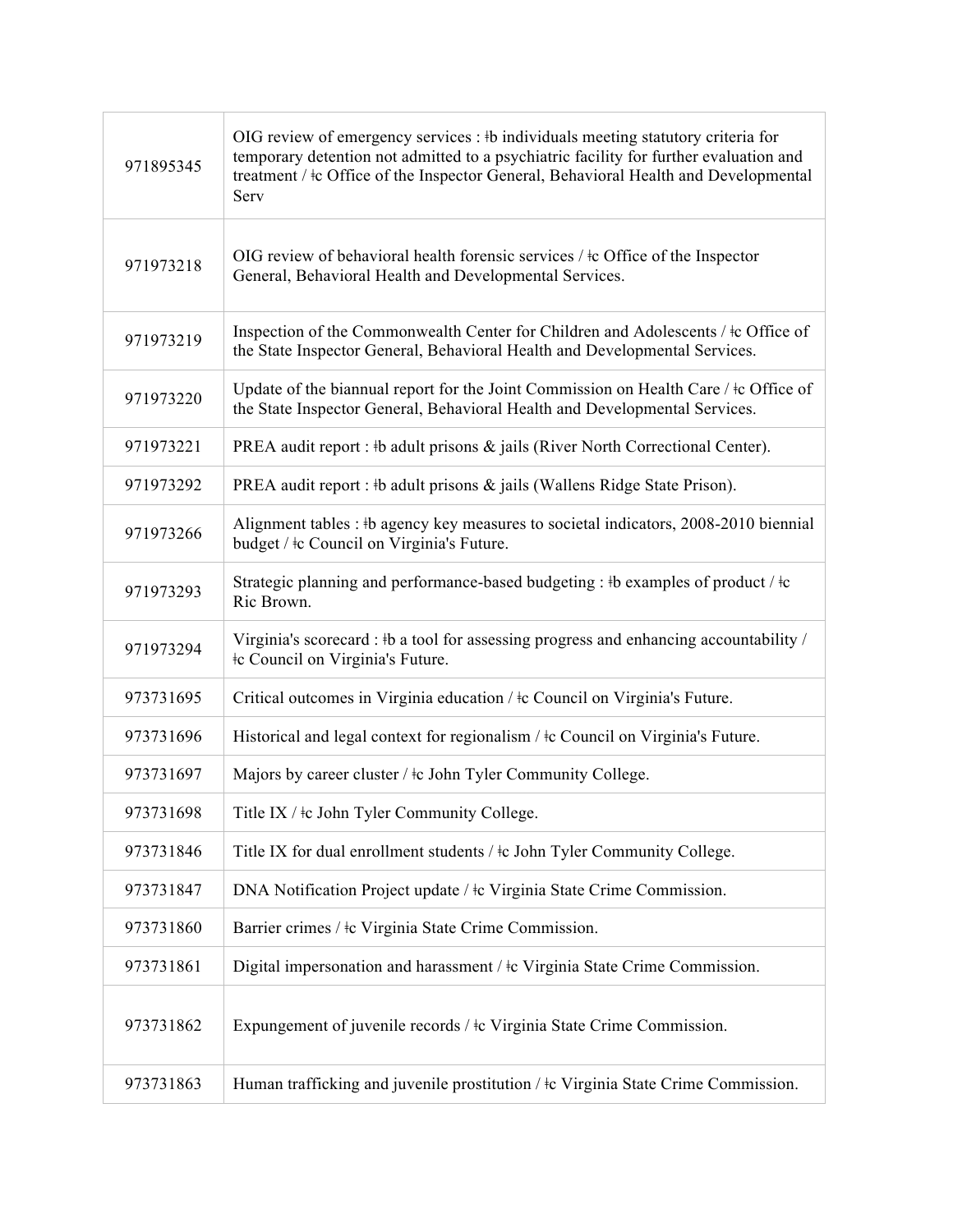| | |
|---|---|
| 971895345 | OIG review of emergency services : ǂb individuals meeting statutory criteria for temporary detention not admitted to a psychiatric facility for further evaluation and treatment / ǂc Office of the Inspector General, Behavioral Health and Developmental Serv |
| 971973218 | OIG review of behavioral health forensic services / ǂc Office of the Inspector General, Behavioral Health and Developmental Services. |
| 971973219 | Inspection of the Commonwealth Center for Children and Adolescents / ǂc Office of the State Inspector General, Behavioral Health and Developmental Services. |
| 971973220 | Update of the biannual report for the Joint Commission on Health Care / ǂc Office of the State Inspector General, Behavioral Health and Developmental Services. |
| 971973221 | PREA audit report : ǂb adult prisons & jails (River North Correctional Center). |
| 971973292 | PREA audit report : ǂb adult prisons & jails (Wallens Ridge State Prison). |
| 971973266 | Alignment tables : ǂb agency key measures to societal indicators, 2008-2010 biennial budget / ǂc Council on Virginia's Future. |
| 971973293 | Strategic planning and performance-based budgeting : ǂb examples of product / ǂc Ric Brown. |
| 971973294 | Virginia's scorecard : ǂb a tool for assessing progress and enhancing accountability / ǂc Council on Virginia's Future. |
| 973731695 | Critical outcomes in Virginia education / ǂc Council on Virginia's Future. |
| 973731696 | Historical and legal context for regionalism / ǂc Council on Virginia's Future. |
| 973731697 | Majors by career cluster / ǂc John Tyler Community College. |
| 973731698 | Title IX / ǂc John Tyler Community College. |
| 973731846 | Title IX for dual enrollment students / ǂc John Tyler Community College. |
| 973731847 | DNA Notification Project update / ǂc Virginia State Crime Commission. |
| 973731860 | Barrier crimes / ǂc Virginia State Crime Commission. |
| 973731861 | Digital impersonation and harassment / ǂc Virginia State Crime Commission. |
| 973731862 | Expungement of juvenile records / ǂc Virginia State Crime Commission. |
| 973731863 | Human trafficking and juvenile prostitution / ǂc Virginia State Crime Commission. |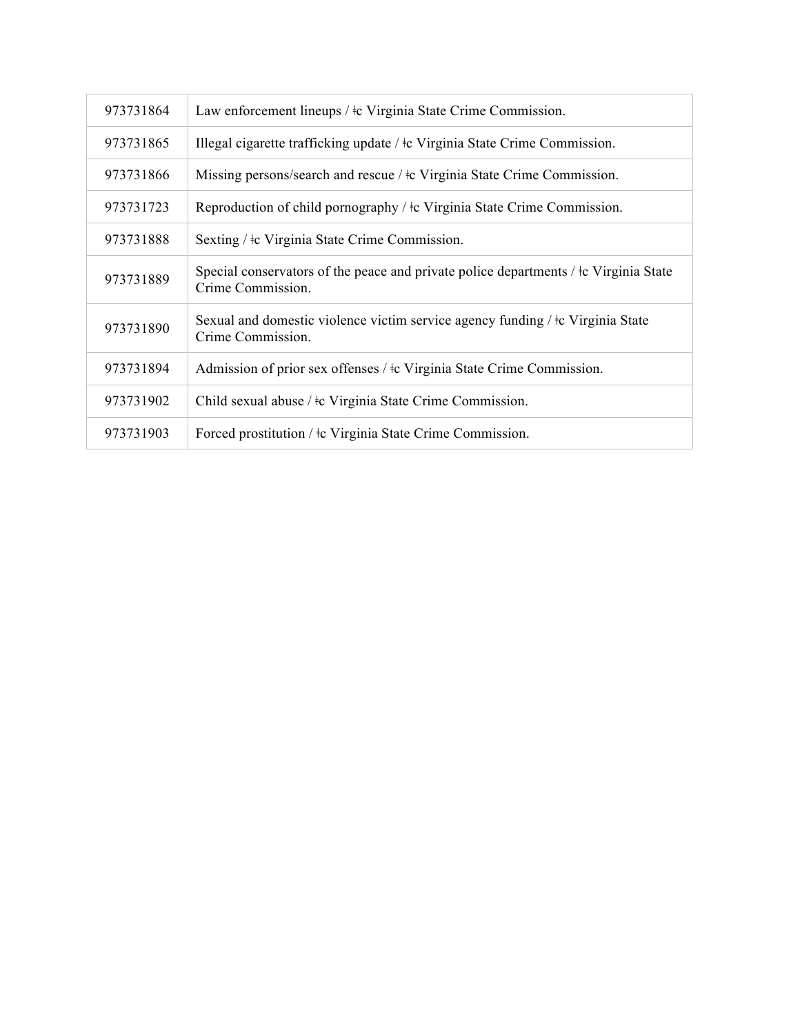| | |
|---|---|
| 973731864 | Law enforcement lineups / ǂc Virginia State Crime Commission. |
| 973731865 | Illegal cigarette trafficking update / ǂc Virginia State Crime Commission. |
| 973731866 | Missing persons/search and rescue / ǂc Virginia State Crime Commission. |
| 973731723 | Reproduction of child pornography / ǂc Virginia State Crime Commission. |
| 973731888 | Sexting / ǂc Virginia State Crime Commission. |
| 973731889 | Special conservators of the peace and private police departments / ǂc Virginia State Crime Commission. |
| 973731890 | Sexual and domestic violence victim service agency funding / ǂc Virginia State Crime Commission. |
| 973731894 | Admission of prior sex offenses / ǂc Virginia State Crime Commission. |
| 973731902 | Child sexual abuse / ǂc Virginia State Crime Commission. |
| 973731903 | Forced prostitution / ǂc Virginia State Crime Commission. |